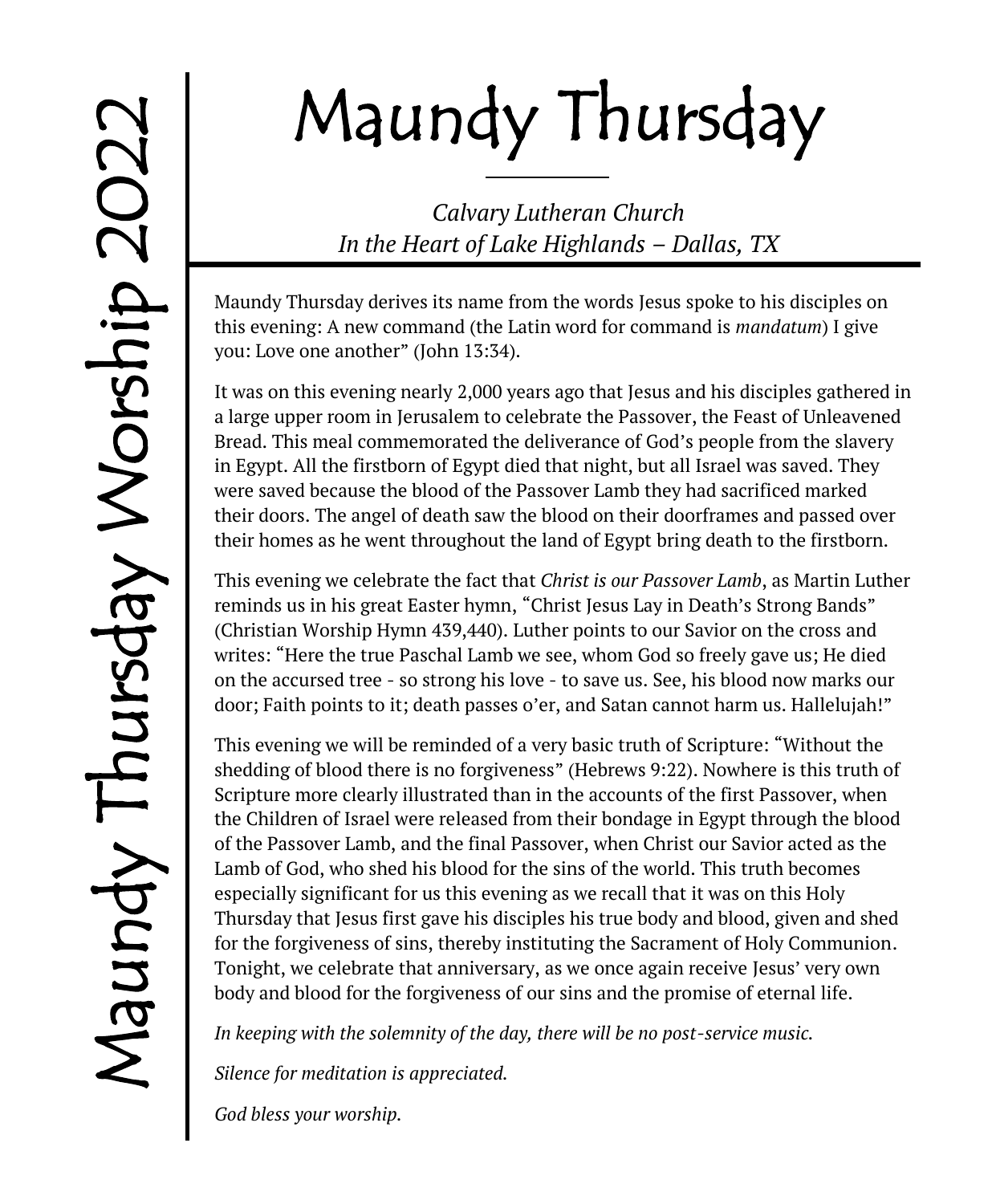Maundy Thursday Worship 2022

# Maundy Thursday

*Calvary Lutheran Church*
*In the Heart of Lake Highlands – Dallas, TX*

Maundy Thursday derives its name from the words Jesus spoke to his disciples on this evening: A new command (the Latin word for command is *mandatum*) I give you: Love one another" (John 13:34).

It was on this evening nearly 2,000 years ago that Jesus and his disciples gathered in a large upper room in Jerusalem to celebrate the Passover, the Feast of Unleavened Bread. This meal commemorated the deliverance of God's people from the slavery in Egypt. All the firstborn of Egypt died that night, but all Israel was saved. They were saved because the blood of the Passover Lamb they had sacrificed marked their doors. The angel of death saw the blood on their doorframes and passed over their homes as he went throughout the land of Egypt bring death to the firstborn.

This evening we celebrate the fact that *Christ is our Passover Lamb*, as Martin Luther reminds us in his great Easter hymn, "Christ Jesus Lay in Death's Strong Bands" (Christian Worship Hymn 439,440). Luther points to our Savior on the cross and writes: "Here the true Paschal Lamb we see, whom God so freely gave us; He died on the accursed tree - so strong his love - to save us. See, his blood now marks our door; Faith points to it; death passes o'er, and Satan cannot harm us. Hallelujah!"

This evening we will be reminded of a very basic truth of Scripture: "Without the shedding of blood there is no forgiveness" (Hebrews 9:22). Nowhere is this truth of Scripture more clearly illustrated than in the accounts of the first Passover, when the Children of Israel were released from their bondage in Egypt through the blood of the Passover Lamb, and the final Passover, when Christ our Savior acted as the Lamb of God, who shed his blood for the sins of the world. This truth becomes especially significant for us this evening as we recall that it was on this Holy Thursday that Jesus first gave his disciples his true body and blood, given and shed for the forgiveness of sins, thereby instituting the Sacrament of Holy Communion. Tonight, we celebrate that anniversary, as we once again receive Jesus' very own body and blood for the forgiveness of our sins and the promise of eternal life.

*In keeping with the solemnity of the day, there will be no post-service music.*

*Silence for meditation is appreciated.*

*God bless your worship.*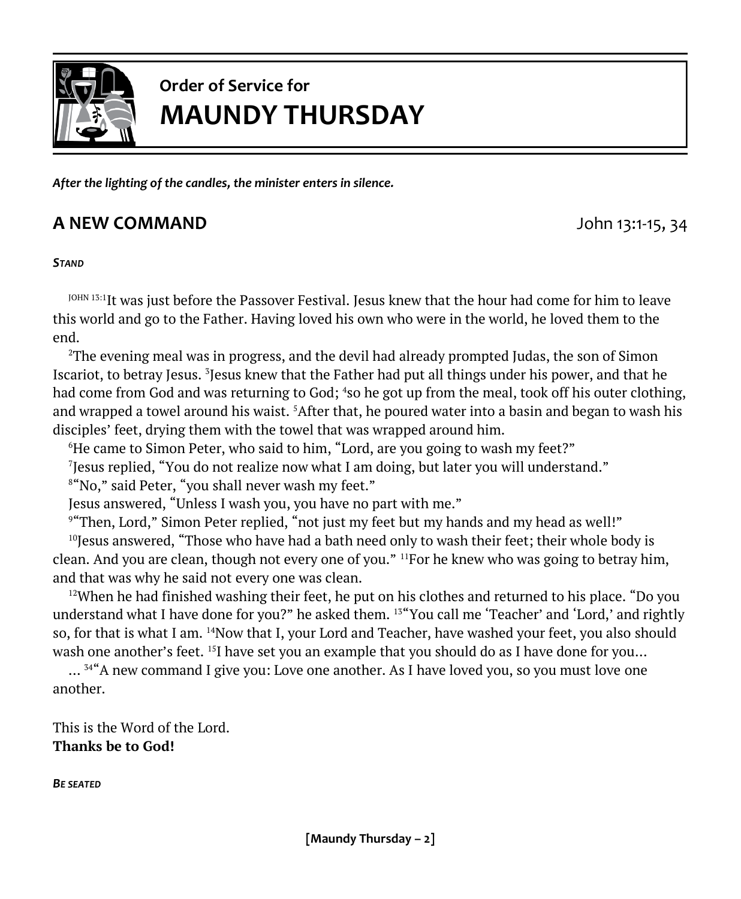## Order of Service for
# MAUNDY THURSDAY

***After the lighting of the candles, the minister enters in silence.***

## A NEW COMMAND

John 13:1-15, 34

***STAND***

JOHN 13:1 It was just before the Passover Festival. Jesus knew that the hour had come for him to leave this world and go to the Father. Having loved his own who were in the world, he loved them to the end.

2 The evening meal was in progress, and the devil had already prompted Judas, the son of Simon Iscariot, to betray Jesus. 3 Jesus knew that the Father had put all things under his power, and that he had come from God and was returning to God; 4 so he got up from the meal, took off his outer clothing, and wrapped a towel around his waist. 5 After that, he poured water into a basin and began to wash his disciples' feet, drying them with the towel that was wrapped around him.

6 He came to Simon Peter, who said to him, "Lord, are you going to wash my feet?"

7 Jesus replied, "You do not realize now what I am doing, but later you will understand."

8 "No," said Peter, "you shall never wash my feet."

Jesus answered, "Unless I wash you, you have no part with me."

9 "Then, Lord," Simon Peter replied, "not just my feet but my hands and my head as well!"

10 Jesus answered, "Those who have had a bath need only to wash their feet; their whole body is clean. And you are clean, though not every one of you." 11 For he knew who was going to betray him, and that was why he said not every one was clean.

12 When he had finished washing their feet, he put on his clothes and returned to his place. "Do you understand what I have done for you?" he asked them. 13 "You call me 'Teacher' and 'Lord,' and rightly so, for that is what I am. 14 Now that I, your Lord and Teacher, have washed your feet, you also should wash one another's feet. 15 I have set you an example that you should do as I have done for you…

… 34 "A new command I give you: Love one another. As I have loved you, so you must love one another.

This is the Word of the Lord.
**Thanks be to God!**

***BE SEATED***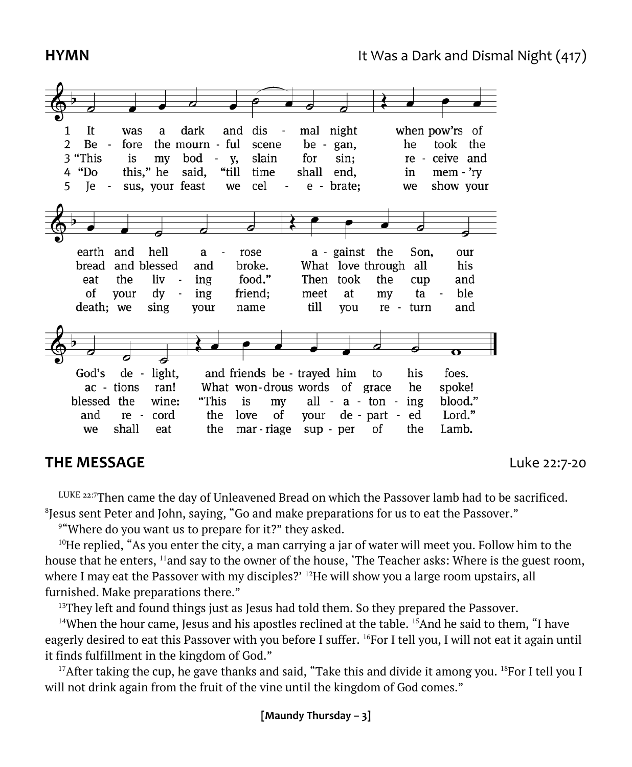**HYMN** It Was a Dark and Dismal Night (417)

1 It was a dark and dismal night when pow'rs of earth and hell arose against the Son, our God's delight, and friends betrayed him to his foes.

2 Before the mournful scene began, he took the bread and blessed and broke. What love through all his actions ran! What wondrous words of grace he spoke!

3 "This is my body, slain for sin; receive and eat the living food." Then took the cup and blessed the wine: "This is my all-atoning blood."

4 "Do this," he said, "till time shall end, in mem'ry of your dying friend; meet at my table and record the love of your departed Lord."

5 Jesus, your feast we celebrate; we show your death; we sing your name till you return and we shall eat the marriage supper of the Lamb.

## THE MESSAGE Luke 22:7-20

LUKE 22:7Then came the day of Unleavened Bread on which the Passover lamb had to be sacrificed. [8]Jesus sent Peter and John, saying, "Go and make preparations for us to eat the Passover."

[9]"Where do you want us to prepare for it?" they asked.

[10]He replied, "As you enter the city, a man carrying a jar of water will meet you. Follow him to the house that he enters, [11]and say to the owner of the house, 'The Teacher asks: Where is the guest room, where I may eat the Passover with my disciples?' [12]He will show you a large room upstairs, all furnished. Make preparations there."

[13]They left and found things just as Jesus had told them. So they prepared the Passover.

[14]When the hour came, Jesus and his apostles reclined at the table. [15]And he said to them, "I have eagerly desired to eat this Passover with you before I suffer. [16]For I tell you, I will not eat it again until it finds fulfillment in the kingdom of God."

[17]After taking the cup, he gave thanks and said, "Take this and divide it among you. [18]For I tell you I will not drink again from the fruit of the vine until the kingdom of God comes."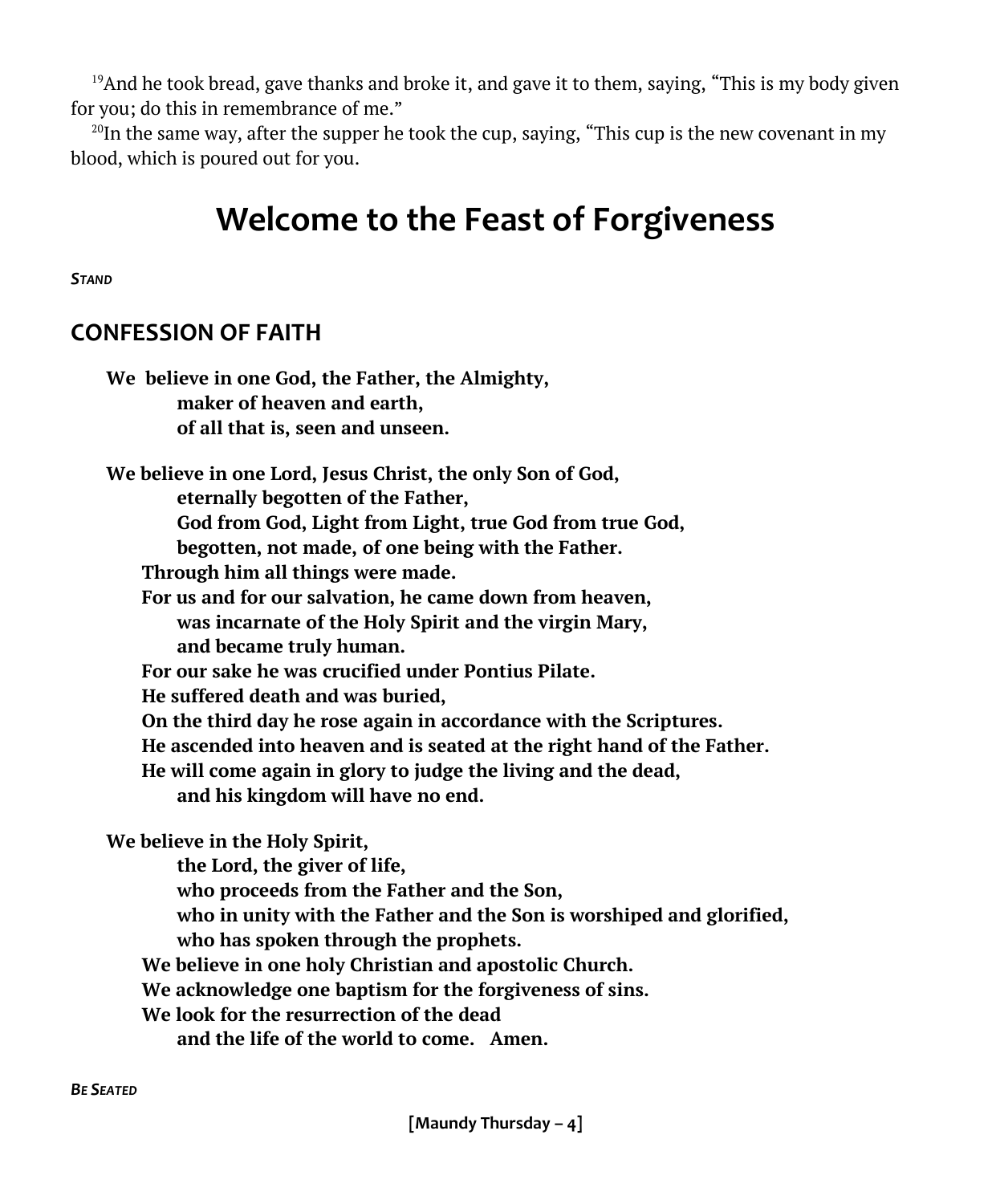[19]And he took bread, gave thanks and broke it, and gave it to them, saying, "This is my body given for you; do this in remembrance of me."

[20]In the same way, after the supper he took the cup, saying, "This cup is the new covenant in my blood, which is poured out for you.

# Welcome to the Feast of Forgiveness

***Stand***

## CONFESSION OF FAITH

**We believe in one God, the Father, the Almighty,**
**maker of heaven and earth,**
**of all that is, seen and unseen.**

**We believe in one Lord, Jesus Christ, the only Son of God,**
**eternally begotten of the Father,**
**God from God, Light from Light, true God from true God,**
**begotten, not made, of one being with the Father.**
**Through him all things were made.**
**For us and for our salvation, he came down from heaven,**
**was incarnate of the Holy Spirit and the virgin Mary,**
**and became truly human.**
**For our sake he was crucified under Pontius Pilate.**
**He suffered death and was buried,**
**On the third day he rose again in accordance with the Scriptures.**
**He ascended into heaven and is seated at the right hand of the Father.**
**He will come again in glory to judge the living and the dead,**
**and his kingdom will have no end.**

**We believe in the Holy Spirit,**
**the Lord, the giver of life,**
**who proceeds from the Father and the Son,**
**who in unity with the Father and the Son is worshiped and glorified,**
**who has spoken through the prophets.**
**We believe in one holy Christian and apostolic Church.**
**We acknowledge one baptism for the forgiveness of sins.**
**We look for the resurrection of the dead**
**and the life of the world to come. Amen.**

***Be Seated***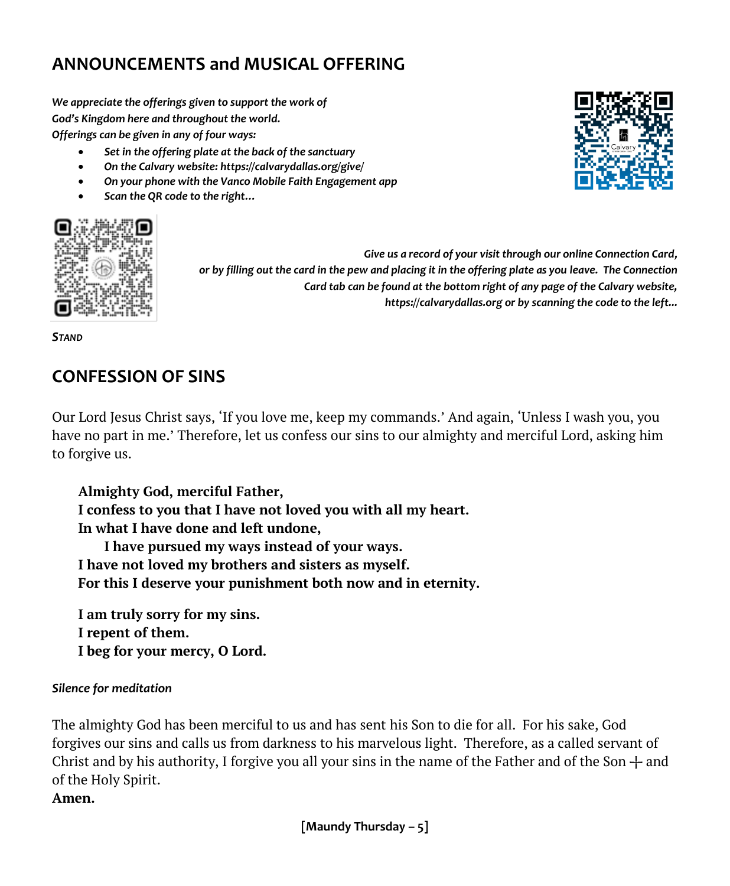## ANNOUNCEMENTS and MUSICAL OFFERING

*We appreciate the offerings given to support the work of God's Kingdom here and throughout the world.*
*Offerings can be given in any of four ways:*

- *Set in the offering plate at the back of the sanctuary*
- *On the Calvary website: https://calvarydallas.org/give/*
- *On your phone with the Vanco Mobile Faith Engagement app*
- *Scan the QR code to the right…*

*Give us a record of your visit through our online Connection Card, or by filling out the card in the pew and placing it in the offering plate as you leave. The Connection Card tab can be found at the bottom right of any page of the Calvary website, https://calvarydallas.org or by scanning the code to the left…*

***STAND***

## CONFESSION OF SINS

Our Lord Jesus Christ says, 'If you love me, keep my commands.' And again, 'Unless I wash you, you have no part in me.' Therefore, let us confess our sins to our almighty and merciful Lord, asking him to forgive us.

**Almighty God, merciful Father,**
**I confess to you that I have not loved you with all my heart.**
**In what I have done and left undone,**
**I have pursued my ways instead of your ways.**
**I have not loved my brothers and sisters as myself.**
**For this I deserve your punishment both now and in eternity.**

**I am truly sorry for my sins.**
**I repent of them.**
**I beg for your mercy, O Lord.**

*Silence for meditation*

The almighty God has been merciful to us and has sent his Son to die for all. For his sake, God forgives our sins and calls us from darkness to his marvelous light. Therefore, as a called servant of Christ and by his authority, I forgive you all your sins in the name of the Father and of the Son ┼ and of the Holy Spirit.
**Amen.**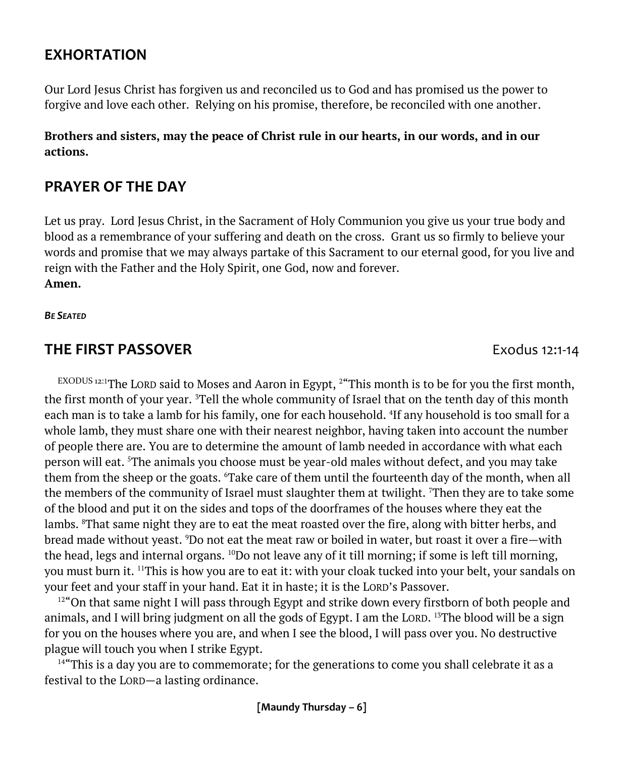## EXHORTATION

Our Lord Jesus Christ has forgiven us and reconciled us to God and has promised us the power to forgive and love each other. Relying on his promise, therefore, be reconciled with one another.

**Brothers and sisters, may the peace of Christ rule in our hearts, in our words, and in our actions.**

## PRAYER OF THE DAY

Let us pray. Lord Jesus Christ, in the Sacrament of Holy Communion you give us your true body and blood as a remembrance of your suffering and death on the cross. Grant us so firmly to believe your words and promise that we may always partake of this Sacrament to our eternal good, for you live and reign with the Father and the Holy Spirit, one God, now and forever.
**Amen.**

***Be Seated***

## THE FIRST PASSOVER Exodus 12:1-14

EXODUS 12:1 The LORD said to Moses and Aaron in Egypt, [2] "This month is to be for you the first month, the first month of your year. [3] Tell the whole community of Israel that on the tenth day of this month each man is to take a lamb for his family, one for each household. [4] If any household is too small for a whole lamb, they must share one with their nearest neighbor, having taken into account the number of people there are. You are to determine the amount of lamb needed in accordance with what each person will eat. [5] The animals you choose must be year-old males without defect, and you may take them from the sheep or the goats. [6] Take care of them until the fourteenth day of the month, when all the members of the community of Israel must slaughter them at twilight. [7] Then they are to take some of the blood and put it on the sides and tops of the doorframes of the houses where they eat the lambs. [8] That same night they are to eat the meat roasted over the fire, along with bitter herbs, and bread made without yeast. [9] Do not eat the meat raw or boiled in water, but roast it over a fire—with the head, legs and internal organs. [10] Do not leave any of it till morning; if some is left till morning, you must burn it. [11] This is how you are to eat it: with your cloak tucked into your belt, your sandals on your feet and your staff in your hand. Eat it in haste; it is the LORD's Passover.

[12] "On that same night I will pass through Egypt and strike down every firstborn of both people and animals, and I will bring judgment on all the gods of Egypt. I am the LORD. [13] The blood will be a sign for you on the houses where you are, and when I see the blood, I will pass over you. No destructive plague will touch you when I strike Egypt.

[14] "This is a day you are to commemorate; for the generations to come you shall celebrate it as a festival to the LORD—a lasting ordinance.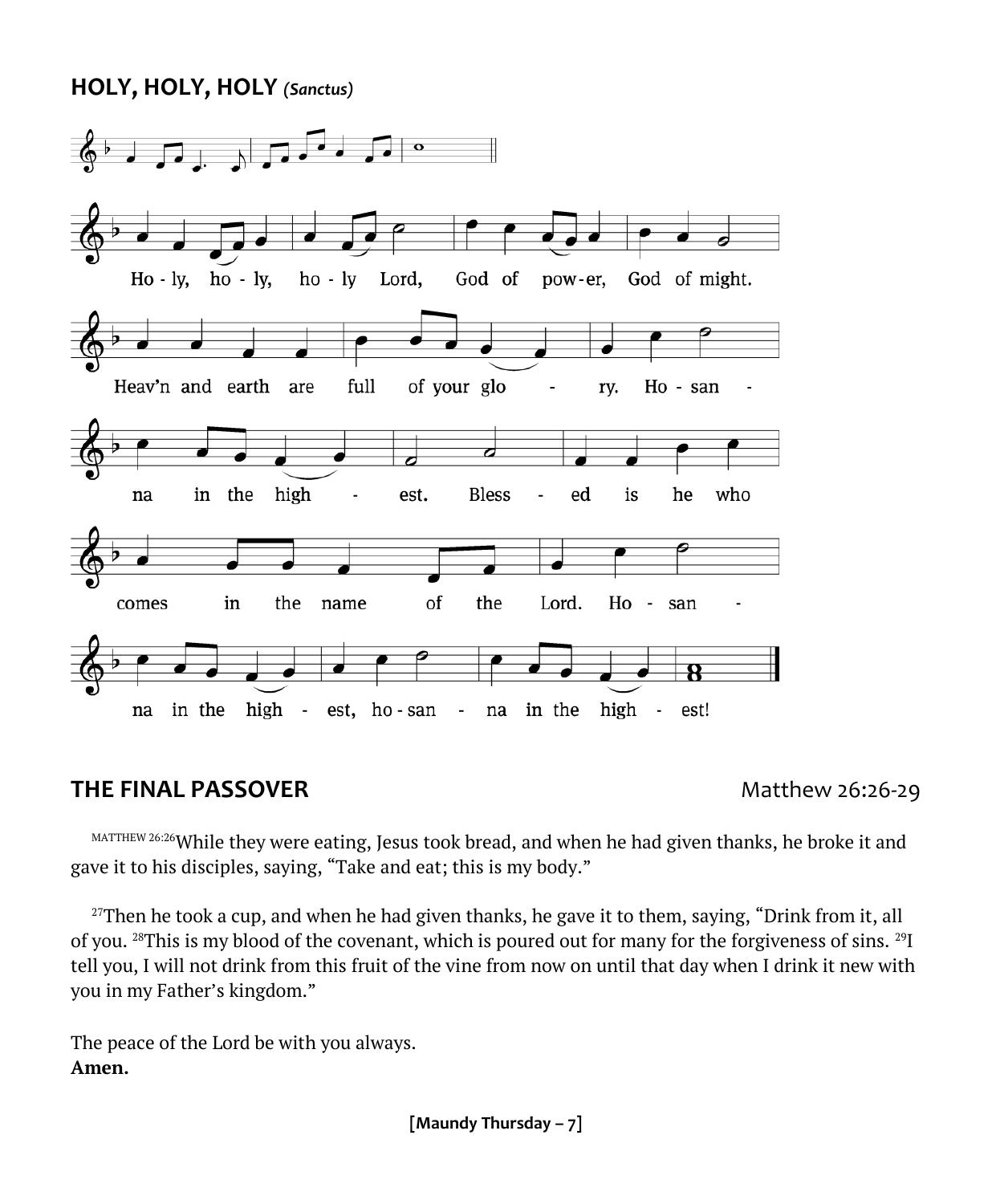## HOLY, HOLY, HOLY *(Sanctus)*

Ho - ly, ho - ly, ho - ly Lord, God of pow - er, God of might.
Heav'n and earth are full of your glo - ry. Ho - san - na in the high - est.
Bless - ed is he who comes in the name of the Lord.
Ho - san - na in the high - est, ho - san - na in the high - est!

## THE FINAL PASSOVER

Matthew 26:26-29

MATTHEW 26:26 While they were eating, Jesus took bread, and when he had given thanks, he broke it and gave it to his disciples, saying, "Take and eat; this is my body."

27 Then he took a cup, and when he had given thanks, he gave it to them, saying, "Drink from it, all of you. 28 This is my blood of the covenant, which is poured out for many for the forgiveness of sins. 29 I tell you, I will not drink from this fruit of the vine from now on until that day when I drink it new with you in my Father's kingdom."

The peace of the Lord be with you always.
**Amen.**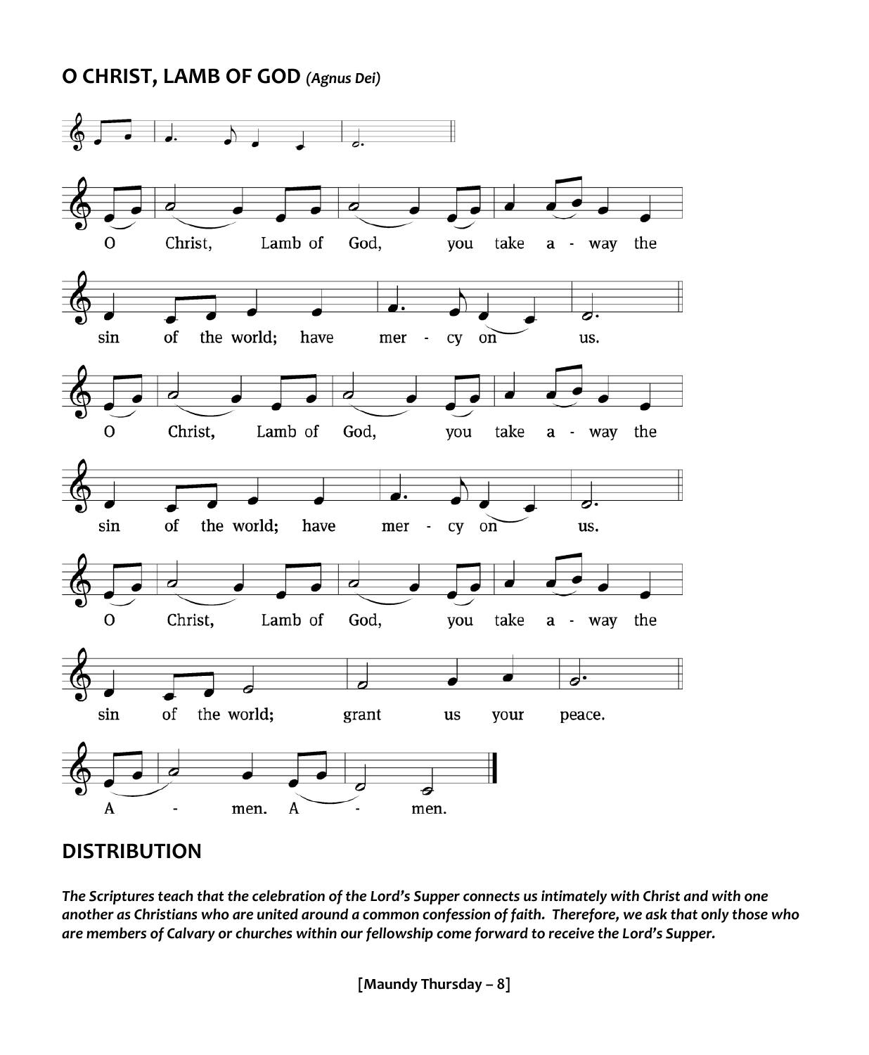## O CHRIST, LAMB OF GOD *(Agnus Dei)*

O Christ, Lamb of God, you take a - way the sin of the world; have mer - cy on us.

O Christ, Lamb of God, you take a - way the sin of the world; have mer - cy on us.

O Christ, Lamb of God, you take a - way the sin of the world; grant us your peace.

A - men. A - men.

## DISTRIBUTION

***The Scriptures teach that the celebration of the Lord's Supper connects us intimately with Christ and with one another as Christians who are united around a common confession of faith. Therefore, we ask that only those who are members of Calvary or churches within our fellowship come forward to receive the Lord's Supper.***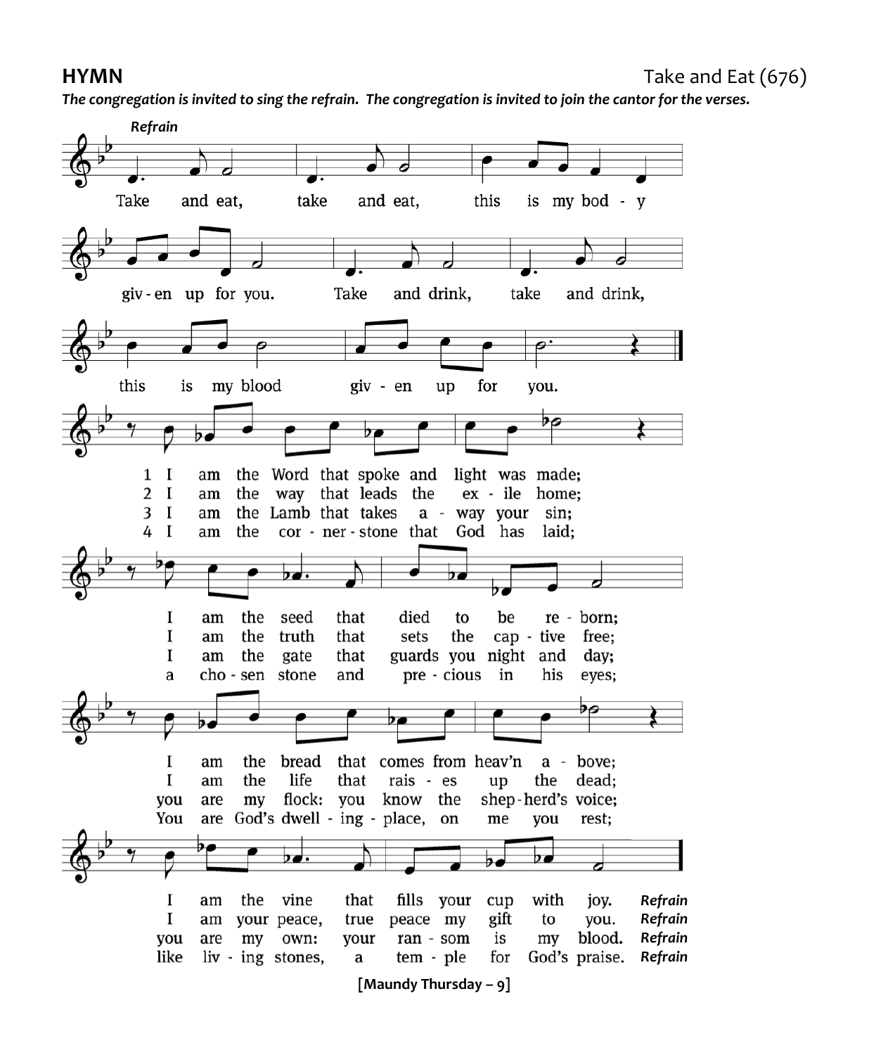**HYMN** Take and Eat (676)

***The congregation is invited to sing the refrain. The congregation is invited to join the cantor for the verses.***

***Refrain***

Take and eat, take and eat, this is my body given up for you.
Take and drink, take and drink, this is my blood given up for you.

1 I am the Word that spoke and light was made;
I am the seed that died to be reborn;
I am the bread that comes from heav'n above;
I am the vine that fills your cup with joy. ***Refrain***

2 I am the way that leads the exile home;
I am the truth that sets the captive free;
I am the life that raises up the dead;
I am your peace, true peace my gift to you. ***Refrain***

3 I am the Lamb that takes away your sin;
I am the gate that guards you night and day;
you are my flock: you know the shepherd's voice;
you are my own: your ransom is my blood. ***Refrain***

4 I am the cornerstone that God has laid;
a chosen stone and precious in his eyes;
You are God's dwelling-place, on me you rest;
like living stones, a temple for God's praise. ***Refrain***

**[Maundy Thursday – 9]**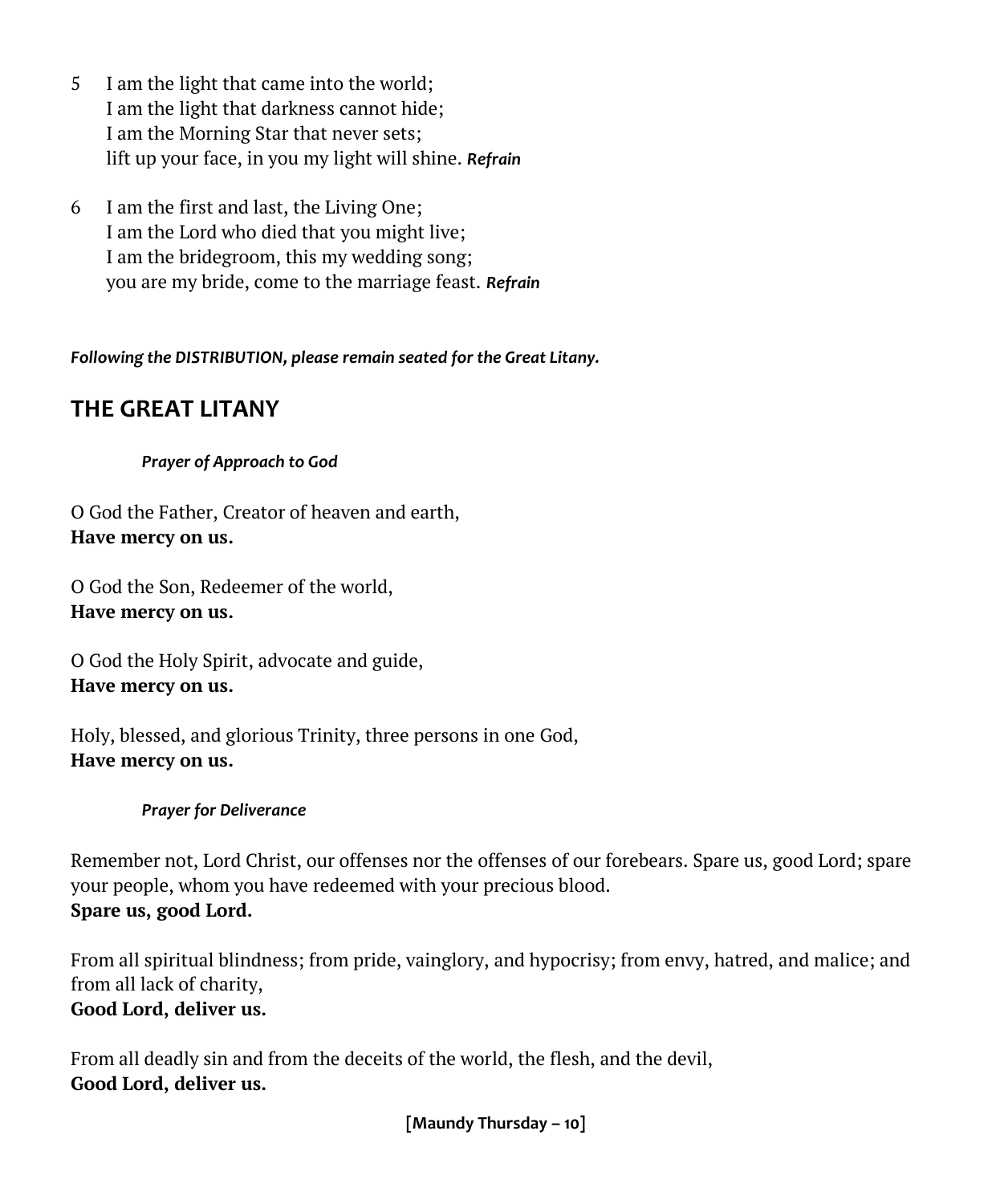5 I am the light that came into the world;
I am the light that darkness cannot hide;
I am the Morning Star that never sets;
lift up your face, in you my light will shine. ***Refrain***

6 I am the first and last, the Living One;
I am the Lord who died that you might live;
I am the bridegroom, this my wedding song;
you are my bride, come to the marriage feast. ***Refrain***

***Following the DISTRIBUTION, please remain seated for the Great Litany.***

## THE GREAT LITANY

***Prayer of Approach to God***

O God the Father, Creator of heaven and earth,
**Have mercy on us.**

O God the Son, Redeemer of the world,
**Have mercy on us.**

O God the Holy Spirit, advocate and guide,
**Have mercy on us.**

Holy, blessed, and glorious Trinity, three persons in one God,
**Have mercy on us.**

***Prayer for Deliverance***

Remember not, Lord Christ, our offenses nor the offenses of our forebears. Spare us, good Lord; spare your people, whom you have redeemed with your precious blood.
**Spare us, good Lord.**

From all spiritual blindness; from pride, vainglory, and hypocrisy; from envy, hatred, and malice; and from all lack of charity,
**Good Lord, deliver us.**

From all deadly sin and from the deceits of the world, the flesh, and the devil,
**Good Lord, deliver us.**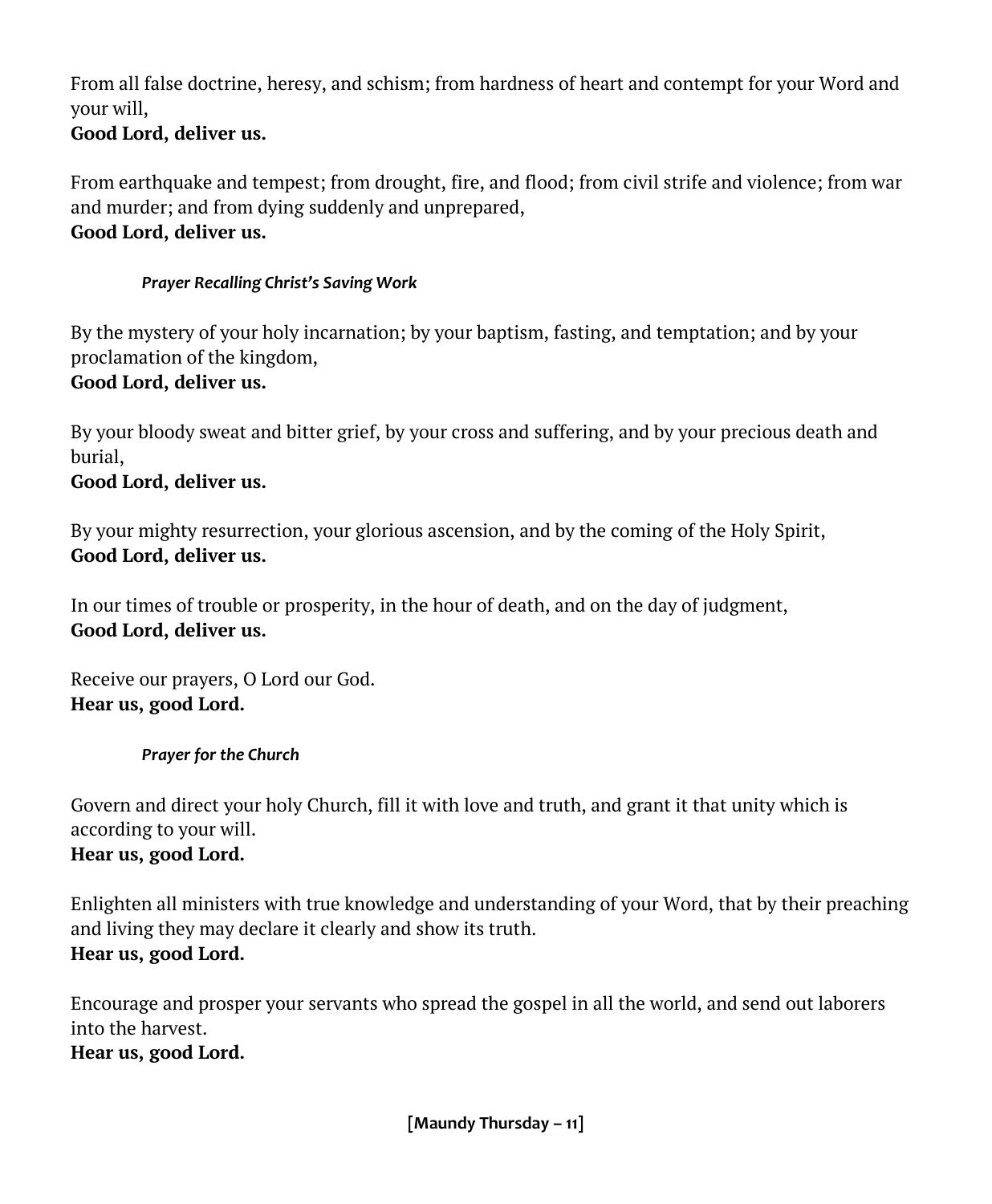From all false doctrine, heresy, and schism; from hardness of heart and contempt for your Word and your will,
**Good Lord, deliver us.**

From earthquake and tempest; from drought, fire, and flood; from civil strife and violence; from war and murder; and from dying suddenly and unprepared,
**Good Lord, deliver us.**

***Prayer Recalling Christ's Saving Work***

By the mystery of your holy incarnation; by your baptism, fasting, and temptation; and by your proclamation of the kingdom,
**Good Lord, deliver us.**

By your bloody sweat and bitter grief, by your cross and suffering, and by your precious death and burial,
**Good Lord, deliver us.**

By your mighty resurrection, your glorious ascension, and by the coming of the Holy Spirit,
**Good Lord, deliver us.**

In our times of trouble or prosperity, in the hour of death, and on the day of judgment,
**Good Lord, deliver us.**

Receive our prayers, O Lord our God.
**Hear us, good Lord.**

***Prayer for the Church***

Govern and direct your holy Church, fill it with love and truth, and grant it that unity which is according to your will.
**Hear us, good Lord.**

Enlighten all ministers with true knowledge and understanding of your Word, that by their preaching and living they may declare it clearly and show its truth.
**Hear us, good Lord.**

Encourage and prosper your servants who spread the gospel in all the world, and send out laborers into the harvest.
**Hear us, good Lord.**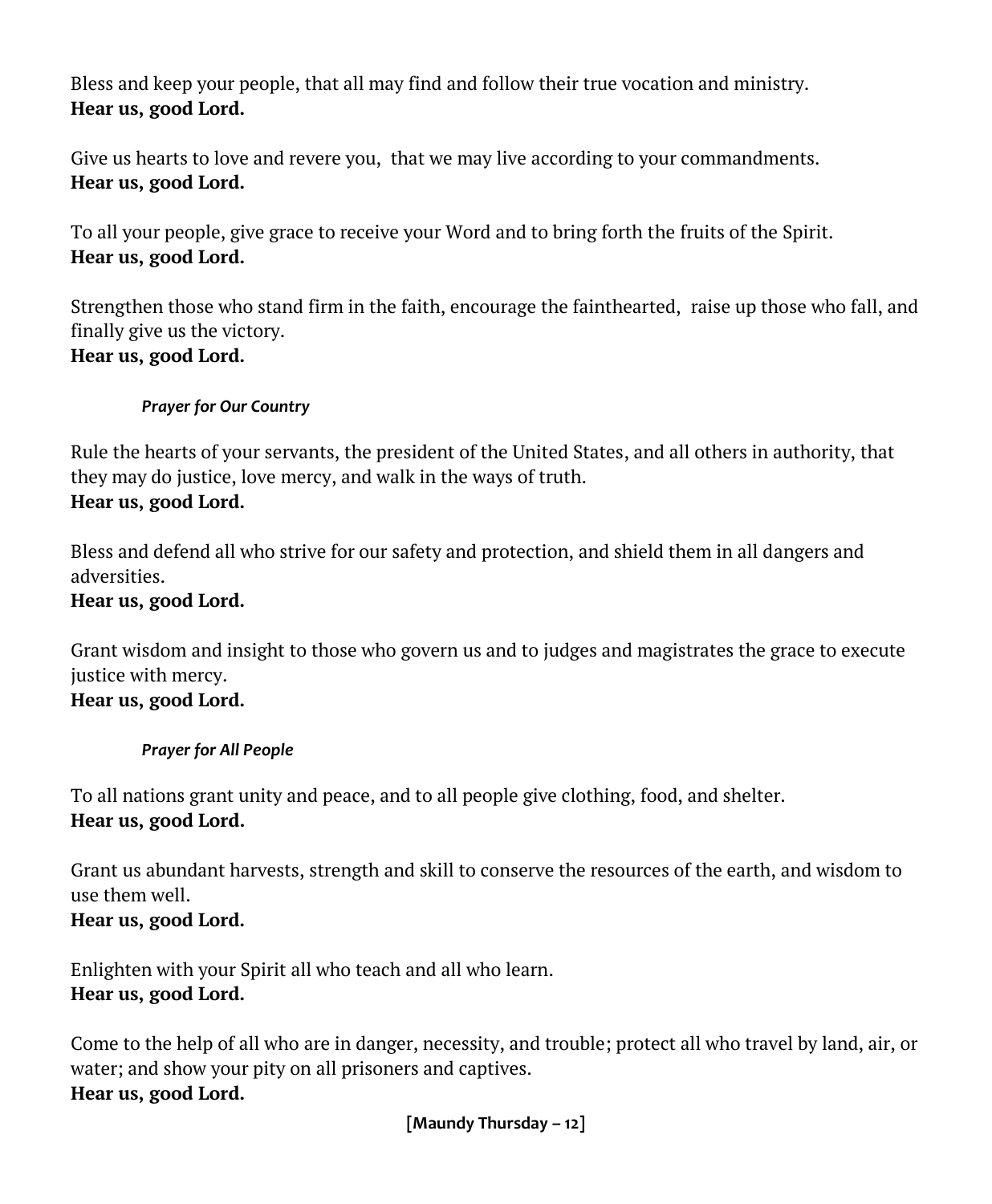Bless and keep your people, that all may find and follow their true vocation and ministry.
**Hear us, good Lord.**

Give us hearts to love and revere you, that we may live according to your commandments.
**Hear us, good Lord.**

To all your people, give grace to receive your Word and to bring forth the fruits of the Spirit.
**Hear us, good Lord.**

Strengthen those who stand firm in the faith, encourage the fainthearted, raise up those who fall, and finally give us the victory.
**Hear us, good Lord.**

***Prayer for Our Country***

Rule the hearts of your servants, the president of the United States, and all others in authority, that they may do justice, love mercy, and walk in the ways of truth.
**Hear us, good Lord.**

Bless and defend all who strive for our safety and protection, and shield them in all dangers and adversities.
**Hear us, good Lord.**

Grant wisdom and insight to those who govern us and to judges and magistrates the grace to execute justice with mercy.
**Hear us, good Lord.**

***Prayer for All People***

To all nations grant unity and peace, and to all people give clothing, food, and shelter.
**Hear us, good Lord.**

Grant us abundant harvests, strength and skill to conserve the resources of the earth, and wisdom to use them well.
**Hear us, good Lord.**

Enlighten with your Spirit all who teach and all who learn.
**Hear us, good Lord.**

Come to the help of all who are in danger, necessity, and trouble; protect all who travel by land, air, or water; and show your pity on all prisoners and captives.
**Hear us, good Lord.**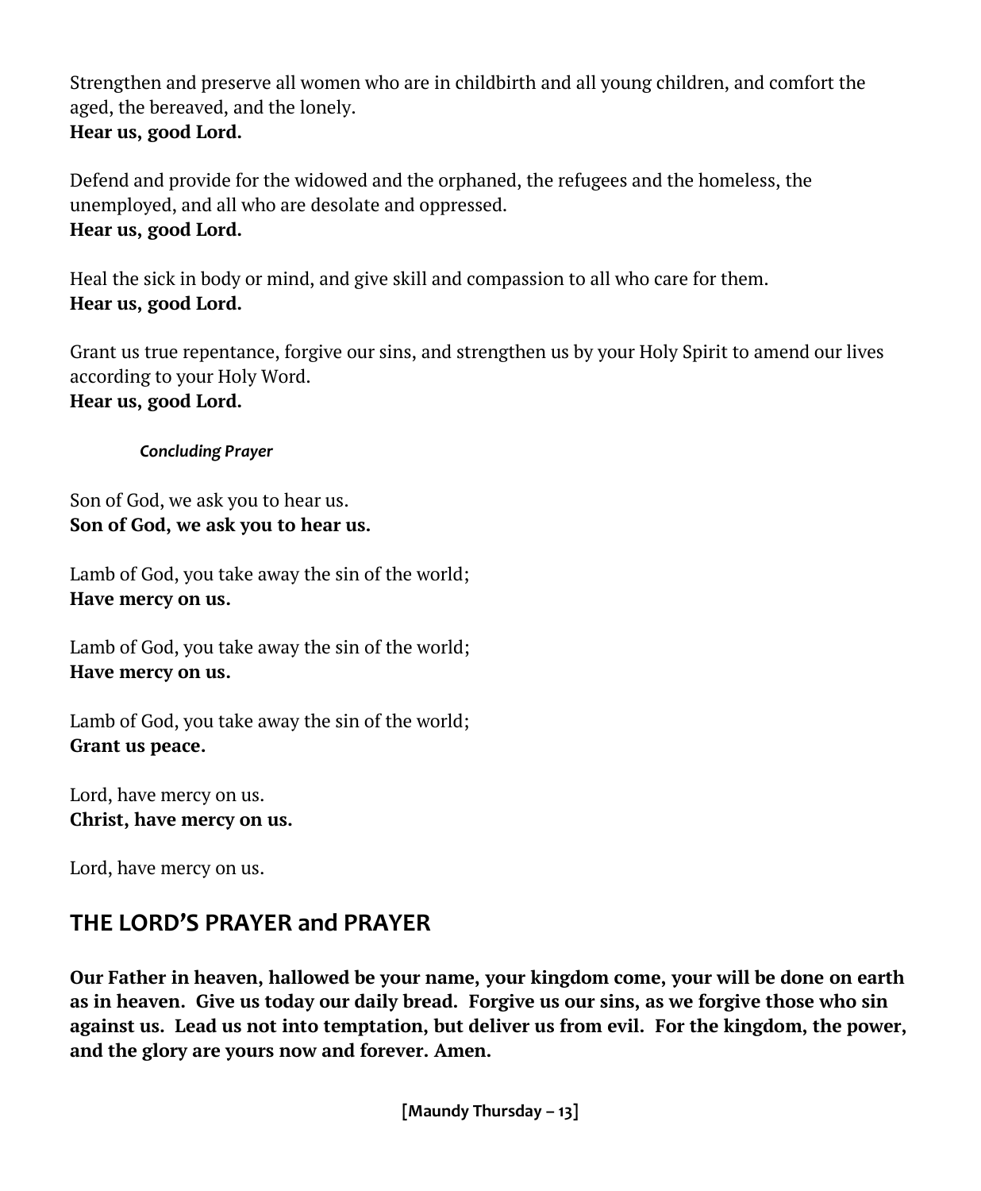Strengthen and preserve all women who are in childbirth and all young children, and comfort the aged, the bereaved, and the lonely.
**Hear us, good Lord.**

Defend and provide for the widowed and the orphaned, the refugees and the homeless, the unemployed, and all who are desolate and oppressed.
**Hear us, good Lord.**

Heal the sick in body or mind, and give skill and compassion to all who care for them.
**Hear us, good Lord.**

Grant us true repentance, forgive our sins, and strengthen us by your Holy Spirit to amend our lives according to your Holy Word.
**Hear us, good Lord.**

***Concluding Prayer***

Son of God, we ask you to hear us.
**Son of God, we ask you to hear us.**

Lamb of God, you take away the sin of the world;
**Have mercy on us.**

Lamb of God, you take away the sin of the world;
**Have mercy on us.**

Lamb of God, you take away the sin of the world;
**Grant us peace.**

Lord, have mercy on us.
**Christ, have mercy on us.**

Lord, have mercy on us.

## THE LORD'S PRAYER and PRAYER

**Our Father in heaven, hallowed be your name, your kingdom come, your will be done on earth as in heaven. Give us today our daily bread. Forgive us our sins, as we forgive those who sin against us. Lead us not into temptation, but deliver us from evil. For the kingdom, the power, and the glory are yours now and forever. Amen.**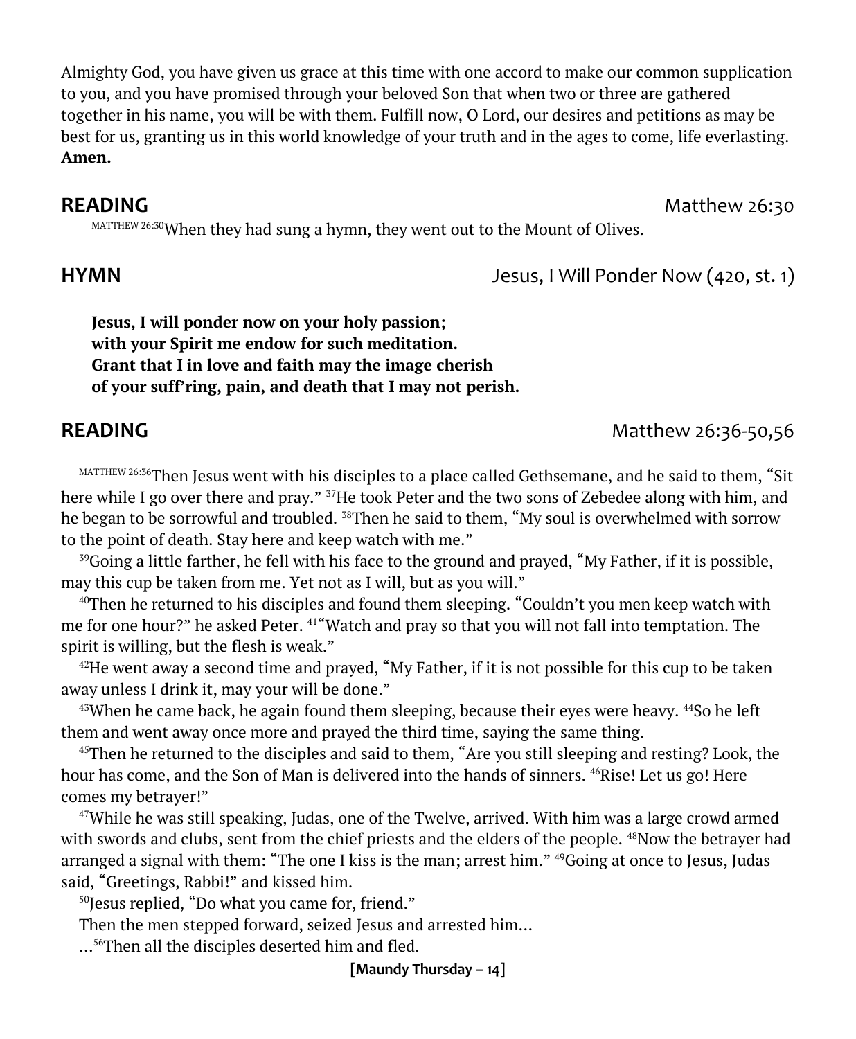Almighty God, you have given us grace at this time with one accord to make our common supplication to you, and you have promised through your beloved Son that when two or three are gathered together in his name, you will be with them. Fulfill now, O Lord, our desires and petitions as may be best for us, granting us in this world knowledge of your truth and in the ages to come, life everlasting. **Amen.**

**READING** Matthew 26:30

MATTHEW 26:30 When they had sung a hymn, they went out to the Mount of Olives.

**HYMN** Jesus, I Will Ponder Now (420, st. 1)

**Jesus, I will ponder now on your holy passion;**
**with your Spirit me endow for such meditation.**
**Grant that I in love and faith may the image cherish**
**of your suff'ring, pain, and death that I may not perish.**

**READING** Matthew 26:36-50,56

MATTHEW 26:36 Then Jesus went with his disciples to a place called Gethsemane, and he said to them, "Sit here while I go over there and pray." 37 He took Peter and the two sons of Zebedee along with him, and he began to be sorrowful and troubled. 38 Then he said to them, "My soul is overwhelmed with sorrow to the point of death. Stay here and keep watch with me."

39 Going a little farther, he fell with his face to the ground and prayed, "My Father, if it is possible, may this cup be taken from me. Yet not as I will, but as you will."

40 Then he returned to his disciples and found them sleeping. "Couldn't you men keep watch with me for one hour?" he asked Peter. 41 "Watch and pray so that you will not fall into temptation. The spirit is willing, but the flesh is weak."

42 He went away a second time and prayed, "My Father, if it is not possible for this cup to be taken away unless I drink it, may your will be done."

43 When he came back, he again found them sleeping, because their eyes were heavy. 44 So he left them and went away once more and prayed the third time, saying the same thing.

45 Then he returned to the disciples and said to them, "Are you still sleeping and resting? Look, the hour has come, and the Son of Man is delivered into the hands of sinners. 46 Rise! Let us go! Here comes my betrayer!"

47 While he was still speaking, Judas, one of the Twelve, arrived. With him was a large crowd armed with swords and clubs, sent from the chief priests and the elders of the people. 48 Now the betrayer had arranged a signal with them: "The one I kiss is the man; arrest him." 49 Going at once to Jesus, Judas said, "Greetings, Rabbi!" and kissed him.

50 Jesus replied, "Do what you came for, friend."

Then the men stepped forward, seized Jesus and arrested him…

…56 Then all the disciples deserted him and fled.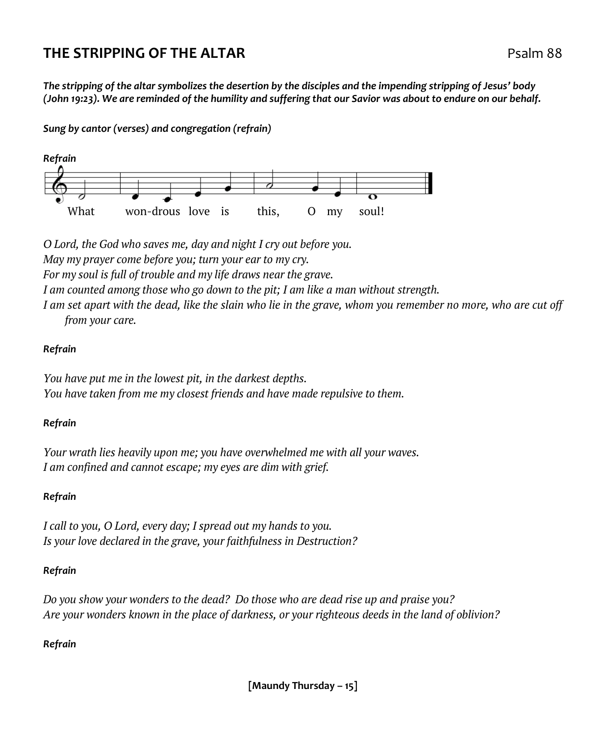## THE STRIPPING OF THE ALTAR

Psalm 88

***The stripping of the altar symbolizes the desertion by the disciples and the impending stripping of Jesus' body (John 19:23). We are reminded of the humility and suffering that our Savior was about to endure on our behalf.***

***Sung by cantor (verses) and congregation (refrain)***

***Refrain***

What won-drous love is this, O my soul!

*O Lord, the God who saves me, day and night I cry out before you.*
*May my prayer come before you; turn your ear to my cry.*
*For my soul is full of trouble and my life draws near the grave.*
*I am counted among those who go down to the pit; I am like a man without strength.*
*I am set apart with the dead, like the slain who lie in the grave, whom you remember no more, who are cut off from your care.*

***Refrain***

*You have put me in the lowest pit, in the darkest depths.*
*You have taken from me my closest friends and have made repulsive to them.*

***Refrain***

*Your wrath lies heavily upon me; you have overwhelmed me with all your waves.*
*I am confined and cannot escape; my eyes are dim with grief.*

***Refrain***

*I call to you, O Lord, every day; I spread out my hands to you.*
*Is your love declared in the grave, your faithfulness in Destruction?*

***Refrain***

*Do you show your wonders to the dead? Do those who are dead rise up and praise you?*
*Are your wonders known in the place of darkness, or your righteous deeds in the land of oblivion?*

***Refrain***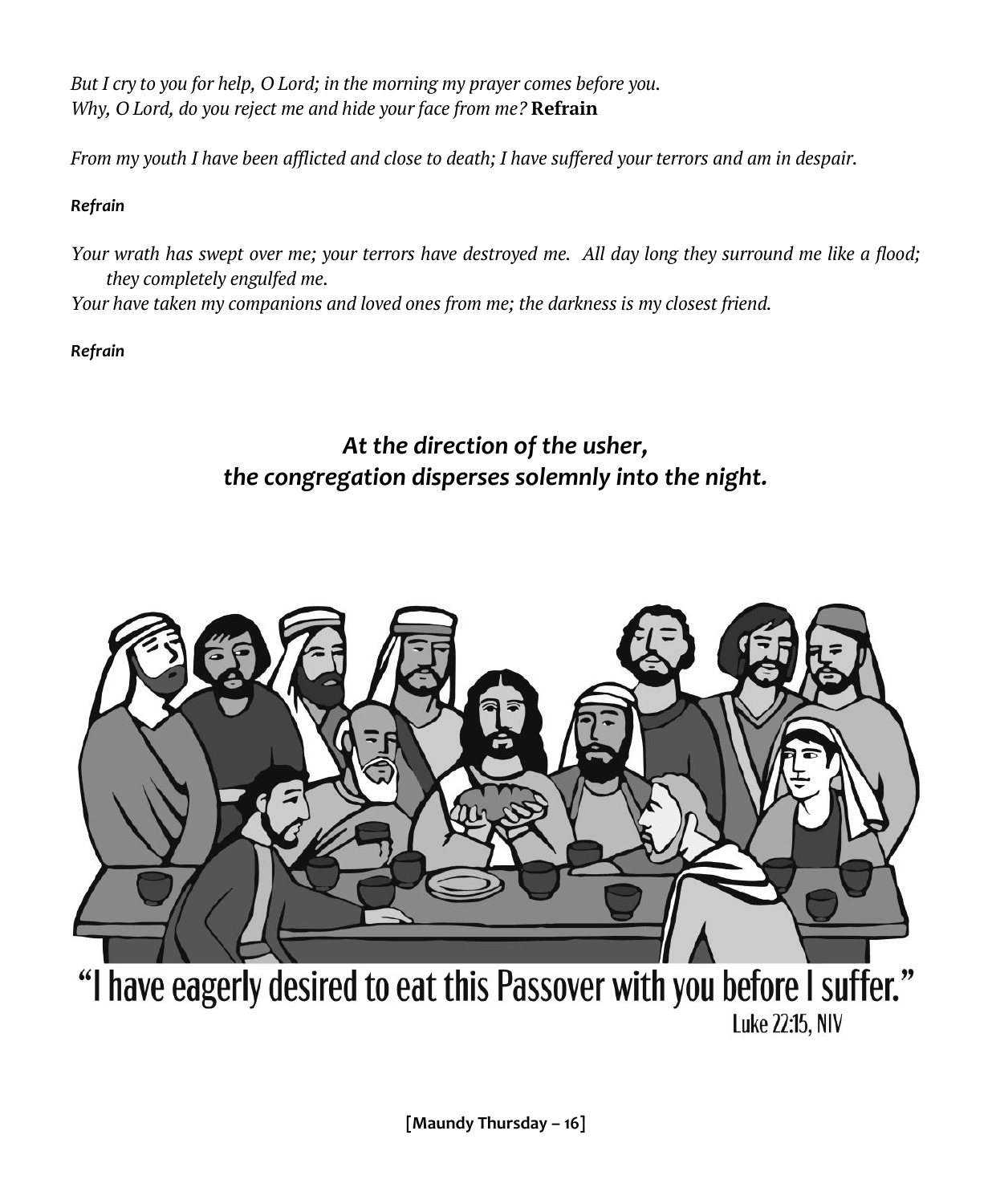*But I cry to you for help, O Lord; in the morning my prayer comes before you.*
*Why, O Lord, do you reject me and hide your face from me?* **Refrain**

*From my youth I have been afflicted and close to death; I have suffered your terrors and am in despair.*

***Refrain***

*Your wrath has swept over me; your terrors have destroyed me. All day long they surround me like a flood; they completely engulfed me.*
*Your have taken my companions and loved ones from me; the darkness is my closest friend.*

***Refrain***

***At the direction of the usher,***
***the congregation disperses solemnly into the night.***

"I have eagerly desired to eat this Passover with you before I suffer."
Luke 22:15, NIV